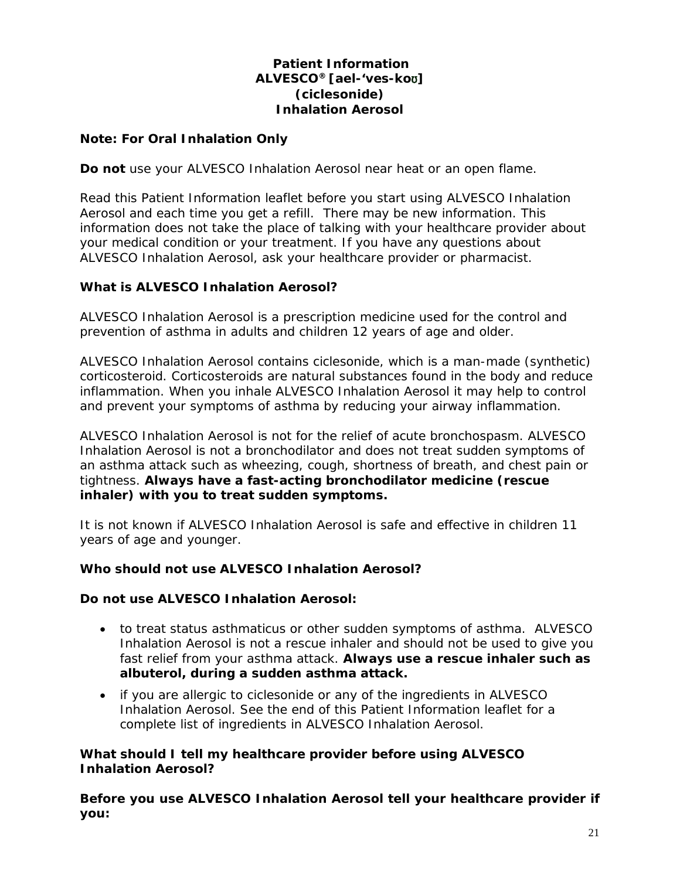# Patient Information
## ALVESCO® [ael-'ves-koʊ]
## (ciclesonide)
## Inhalation Aerosol

**Note: For Oral Inhalation Only**

**Do not** use your ALVESCO Inhalation Aerosol near heat or an open flame.

Read this Patient Information leaflet before you start using ALVESCO Inhalation Aerosol and each time you get a refill. There may be new information. This information does not take the place of talking with your healthcare provider about your medical condition or your treatment. If you have any questions about ALVESCO Inhalation Aerosol, ask your healthcare provider or pharmacist.

### What is ALVESCO Inhalation Aerosol?

ALVESCO Inhalation Aerosol is a prescription medicine used for the control and prevention of asthma in adults and children 12 years of age and older.

ALVESCO Inhalation Aerosol contains ciclesonide, which is a man-made (synthetic) corticosteroid. Corticosteroids are natural substances found in the body and reduce inflammation. When you inhale ALVESCO Inhalation Aerosol it may help to control and prevent your symptoms of asthma by reducing your airway inflammation.

ALVESCO Inhalation Aerosol is not for the relief of acute bronchospasm. ALVESCO Inhalation Aerosol is not a bronchodilator and does not treat sudden symptoms of an asthma attack such as wheezing, cough, shortness of breath, and chest pain or tightness. **Always have a fast-acting bronchodilator medicine (rescue inhaler) with you to treat sudden symptoms.**

It is not known if ALVESCO Inhalation Aerosol is safe and effective in children 11 years of age and younger.

### Who should not use ALVESCO Inhalation Aerosol?

**Do not use ALVESCO Inhalation Aerosol:**

- to treat status asthmaticus or other sudden symptoms of asthma. ALVESCO Inhalation Aerosol is not a rescue inhaler and should not be used to give you fast relief from your asthma attack. **Always use a rescue inhaler such as albuterol, during a sudden asthma attack.**
- if you are allergic to ciclesonide or any of the ingredients in ALVESCO Inhalation Aerosol. See the end of this Patient Information leaflet for a complete list of ingredients in ALVESCO Inhalation Aerosol.

### What should I tell my healthcare provider before using ALVESCO Inhalation Aerosol?

**Before you use ALVESCO Inhalation Aerosol tell your healthcare provider if you:**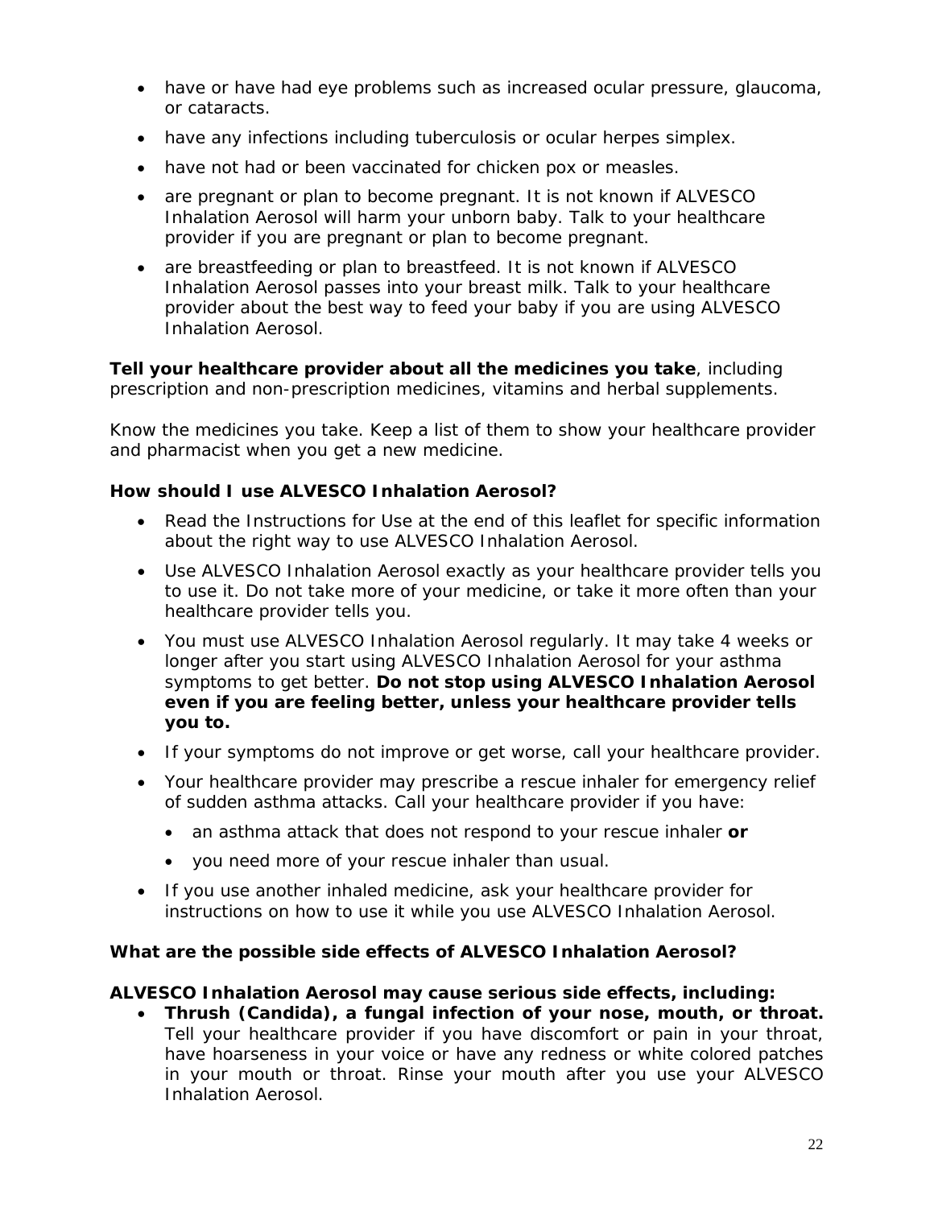- have or have had eye problems such as increased ocular pressure, glaucoma, or cataracts.
- have any infections including tuberculosis or ocular herpes simplex.
- have not had or been vaccinated for chicken pox or measles.
- are pregnant or plan to become pregnant. It is not known if ALVESCO Inhalation Aerosol will harm your unborn baby. Talk to your healthcare provider if you are pregnant or plan to become pregnant.
- are breastfeeding or plan to breastfeed. It is not known if ALVESCO Inhalation Aerosol passes into your breast milk. Talk to your healthcare provider about the best way to feed your baby if you are using ALVESCO Inhalation Aerosol.

**Tell your healthcare provider about all the medicines you take**, including prescription and non-prescription medicines, vitamins and herbal supplements.

Know the medicines you take. Keep a list of them to show your healthcare provider and pharmacist when you get a new medicine.

**How should I use ALVESCO Inhalation Aerosol?**

- Read the Instructions for Use at the end of this leaflet for specific information about the right way to use ALVESCO Inhalation Aerosol.
- Use ALVESCO Inhalation Aerosol exactly as your healthcare provider tells you to use it. Do not take more of your medicine, or take it more often than your healthcare provider tells you.
- You must use ALVESCO Inhalation Aerosol regularly. It may take 4 weeks or longer after you start using ALVESCO Inhalation Aerosol for your asthma symptoms to get better. **Do not stop using ALVESCO Inhalation Aerosol even if you are feeling better, unless your healthcare provider tells you to.**
- If your symptoms do not improve or get worse, call your healthcare provider.
- Your healthcare provider may prescribe a rescue inhaler for emergency relief of sudden asthma attacks. Call your healthcare provider if you have:
  - an asthma attack that does not respond to your rescue inhaler **or**
  - you need more of your rescue inhaler than usual.
- If you use another inhaled medicine, ask your healthcare provider for instructions on how to use it while you use ALVESCO Inhalation Aerosol.

**What are the possible side effects of ALVESCO Inhalation Aerosol?**

**ALVESCO Inhalation Aerosol may cause serious side effects, including:**

- **Thrush (Candida), a fungal infection of your nose, mouth, or throat.** Tell your healthcare provider if you have discomfort or pain in your throat, have hoarseness in your voice or have any redness or white colored patches in your mouth or throat. Rinse your mouth after you use your ALVESCO Inhalation Aerosol.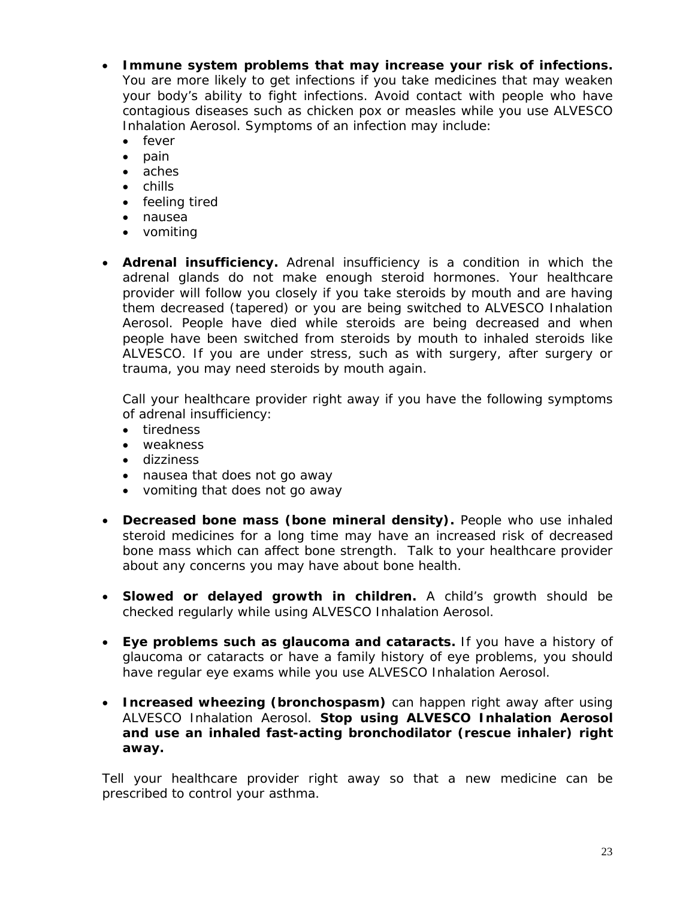- **Immune system problems that may increase your risk of infections.** You are more likely to get infections if you take medicines that may weaken your body's ability to fight infections. Avoid contact with people who have contagious diseases such as chicken pox or measles while you use ALVESCO Inhalation Aerosol. Symptoms of an infection may include:
  - fever
  - pain
  - aches
  - chills
  - feeling tired
  - nausea
  - vomiting

- **Adrenal insufficiency.** Adrenal insufficiency is a condition in which the adrenal glands do not make enough steroid hormones. Your healthcare provider will follow you closely if you take steroids by mouth and are having them decreased (tapered) or you are being switched to ALVESCO Inhalation Aerosol. People have died while steroids are being decreased and when people have been switched from steroids by mouth to inhaled steroids like ALVESCO. If you are under stress, such as with surgery, after surgery or trauma, you may need steroids by mouth again.

  Call your healthcare provider right away if you have the following symptoms of adrenal insufficiency:
  - tiredness
  - weakness
  - dizziness
  - nausea that does not go away
  - vomiting that does not go away

- **Decreased bone mass (bone mineral density).** People who use inhaled steroid medicines for a long time may have an increased risk of decreased bone mass which can affect bone strength. Talk to your healthcare provider about any concerns you may have about bone health.

- **Slowed or delayed growth in children.** A child's growth should be checked regularly while using ALVESCO Inhalation Aerosol.

- **Eye problems such as glaucoma and cataracts.** If you have a history of glaucoma or cataracts or have a family history of eye problems, you should have regular eye exams while you use ALVESCO Inhalation Aerosol.

- **Increased wheezing (bronchospasm)** can happen right away after using ALVESCO Inhalation Aerosol. **Stop using ALVESCO Inhalation Aerosol and use an inhaled fast-acting bronchodilator (rescue inhaler) right away.**

Tell your healthcare provider right away so that a new medicine can be prescribed to control your asthma.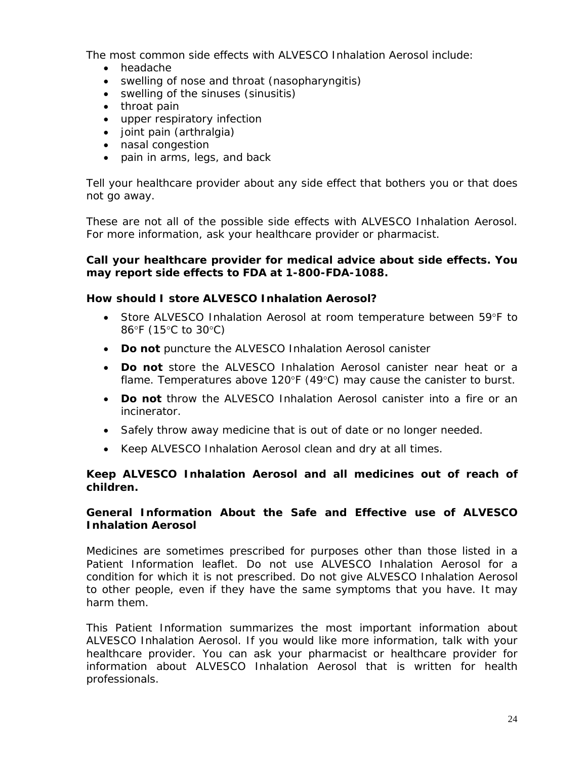The most common side effects with ALVESCO Inhalation Aerosol include:

- headache
- swelling of nose and throat (nasopharyngitis)
- swelling of the sinuses (sinusitis)
- throat pain
- upper respiratory infection
- joint pain (arthralgia)
- nasal congestion
- pain in arms, legs, and back

Tell your healthcare provider about any side effect that bothers you or that does not go away.

These are not all of the possible side effects with ALVESCO Inhalation Aerosol. For more information, ask your healthcare provider or pharmacist.

**Call your healthcare provider for medical advice about side effects. You may report side effects to FDA at 1-800-FDA-1088.**

**How should I store ALVESCO Inhalation Aerosol?**

- Store ALVESCO Inhalation Aerosol at room temperature between 59°F to 86°F (15°C to 30°C)
- **Do not** puncture the ALVESCO Inhalation Aerosol canister
- **Do not** store the ALVESCO Inhalation Aerosol canister near heat or a flame. Temperatures above 120°F (49°C) may cause the canister to burst.
- **Do not** throw the ALVESCO Inhalation Aerosol canister into a fire or an incinerator.
- Safely throw away medicine that is out of date or no longer needed.
- Keep ALVESCO Inhalation Aerosol clean and dry at all times.

**Keep ALVESCO Inhalation Aerosol and all medicines out of reach of children.**

**General Information About the Safe and Effective use of ALVESCO Inhalation Aerosol**

Medicines are sometimes prescribed for purposes other than those listed in a Patient Information leaflet. Do not use ALVESCO Inhalation Aerosol for a condition for which it is not prescribed. Do not give ALVESCO Inhalation Aerosol to other people, even if they have the same symptoms that you have. It may harm them.

This Patient Information summarizes the most important information about ALVESCO Inhalation Aerosol. If you would like more information, talk with your healthcare provider. You can ask your pharmacist or healthcare provider for information about ALVESCO Inhalation Aerosol that is written for health professionals.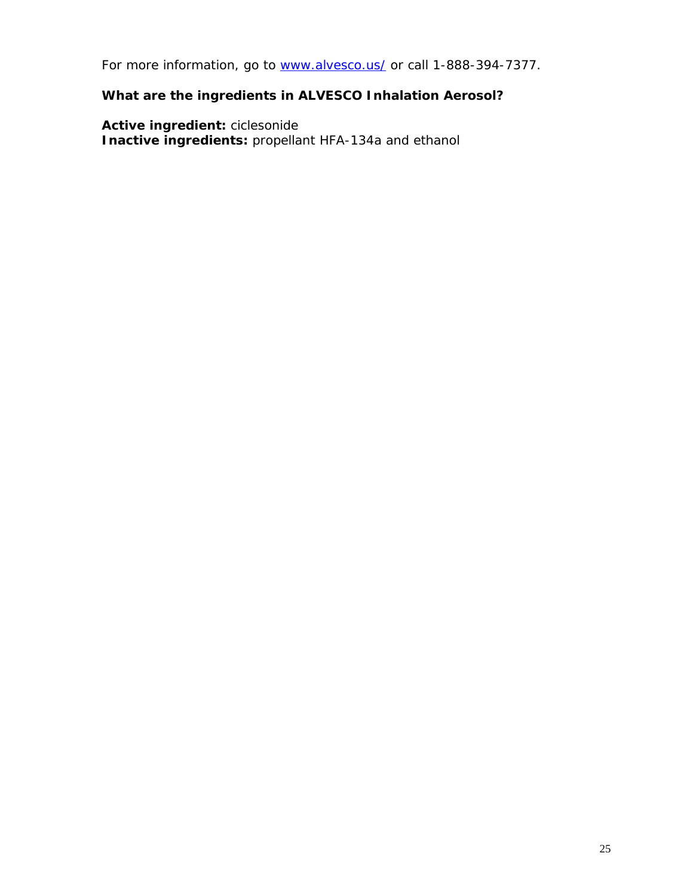For more information, go to [www.alvesco.us/](http://www.alvesco.us/) or call 1-888-394-7377.

**What are the ingredients in ALVESCO Inhalation Aerosol?**

**Active ingredient:** ciclesonide
**Inactive ingredients:** propellant HFA-134a and ethanol